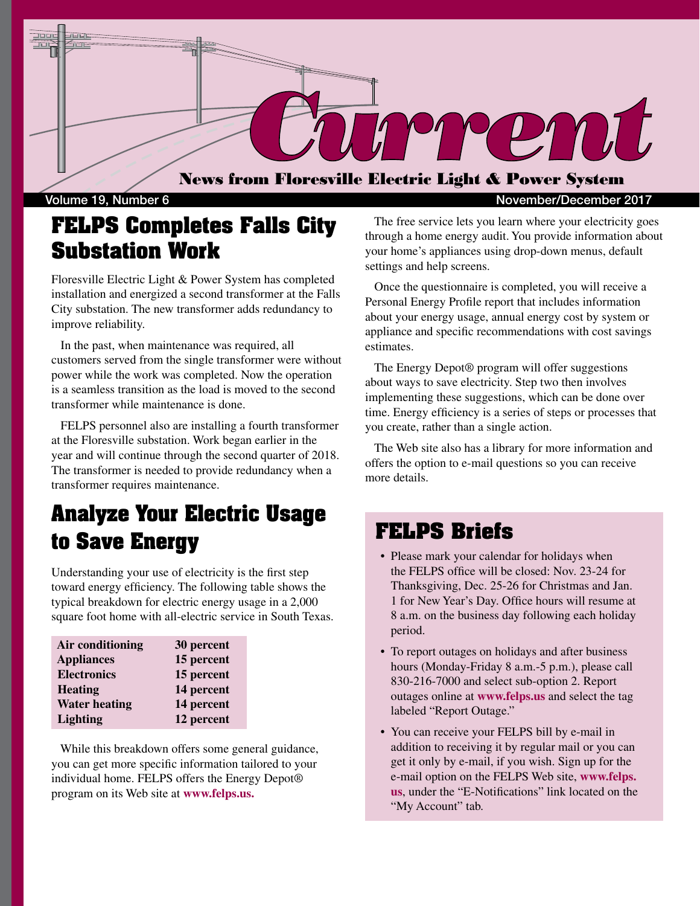# Current

**News from Floresville Electric Light & Power System**

Volume 19, Number 6 November/December 2017

## FELPS Completes Falls City Substation Work

Floresville Electric Light & Power System has completed installation and energized a second transformer at the Falls City substation. The new transformer adds redundancy to improve reliability.

In the past, when maintenance was required, all customers served from the single transformer were without power while the work was completed. Now the operation is a seamless transition as the load is moved to the second transformer while maintenance is done.

FELPS personnel also are installing a fourth transformer at the Floresville substation. Work began earlier in the year and will continue through the second quarter of 2018. The transformer is needed to provide redundancy when a transformer requires maintenance.

## Analyze Your Electric Usage to Save Energy

Understanding your use of electricity is the first step toward energy efficiency. The following table shows the typical breakdown for electric energy usage in a 2,000 square foot home with all-electric service in South Texas.

| | |
|---|---|
| **Air conditioning** | **30 percent** |
| **Appliances** | **15 percent** |
| **Electronics** | **15 percent** |
| **Heating** | **14 percent** |
| **Water heating** | **14 percent** |
| **Lighting** | **12 percent** |

While this breakdown offers some general guidance, you can get more specific information tailored to your individual home. FELPS offers the Energy Depot® program on its Web site at **www.felps.us.**

The free service lets you learn where your electricity goes through a home energy audit. You provide information about your home's appliances using drop-down menus, default settings and help screens.

Once the questionnaire is completed, you will receive a Personal Energy Profile report that includes information about your energy usage, annual energy cost by system or appliance and specific recommendations with cost savings estimates.

The Energy Depot® program will offer suggestions about ways to save electricity. Step two then involves implementing these suggestions, which can be done over time. Energy efficiency is a series of steps or processes that you create, rather than a single action.

The Web site also has a library for more information and offers the option to e-mail questions so you can receive more details.

## FELPS Briefs

- Please mark your calendar for holidays when the FELPS office will be closed: Nov. 23-24 for Thanksgiving, Dec. 25-26 for Christmas and Jan. 1 for New Year's Day. Office hours will resume at 8 a.m. on the business day following each holiday period.
- To report outages on holidays and after business hours (Monday-Friday 8 a.m.-5 p.m.), please call 830-216-7000 and select sub-option 2. Report outages online at **www.felps.us** and select the tag labeled "Report Outage."
- You can receive your FELPS bill by e-mail in addition to receiving it by regular mail or you can get it only by e-mail, if you wish. Sign up for the e-mail option on the FELPS Web site, **www.felps.us**, under the "E-Notifications" link located on the "My Account" tab.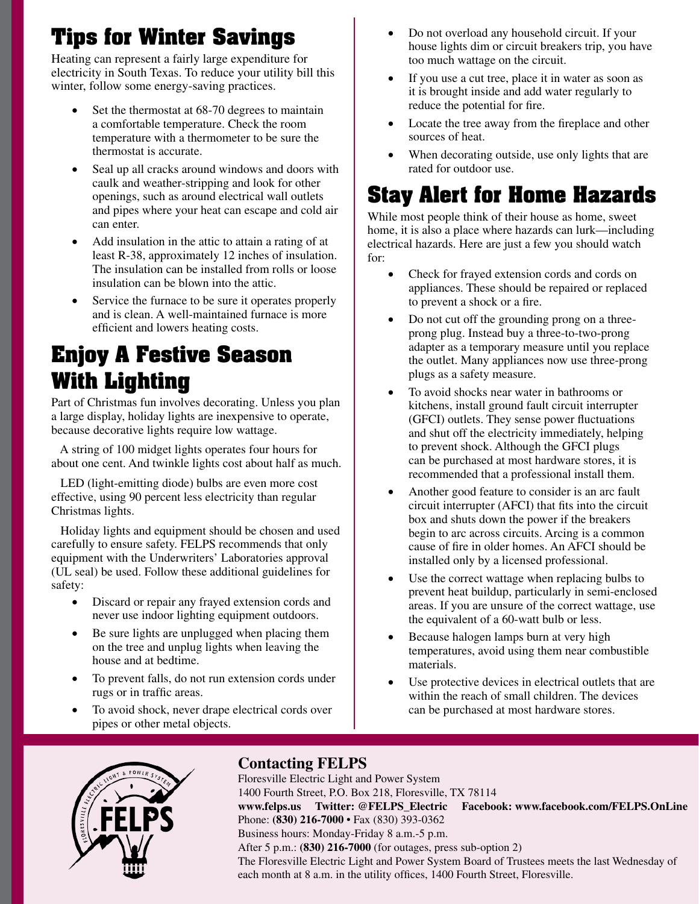## Tips for Winter Savings

Heating can represent a fairly large expenditure for electricity in South Texas. To reduce your utility bill this winter, follow some energy-saving practices.

- Set the thermostat at 68-70 degrees to maintain a comfortable temperature. Check the room temperature with a thermometer to be sure the thermostat is accurate.
- Seal up all cracks around windows and doors with caulk and weather-stripping and look for other openings, such as around electrical wall outlets and pipes where your heat can escape and cold air can enter.
- Add insulation in the attic to attain a rating of at least R-38, approximately 12 inches of insulation. The insulation can be installed from rolls or loose insulation can be blown into the attic.
- Service the furnace to be sure it operates properly and is clean. A well-maintained furnace is more efficient and lowers heating costs.

## Enjoy A Festive Season With Lighting

Part of Christmas fun involves decorating. Unless you plan a large display, holiday lights are inexpensive to operate, because decorative lights require low wattage.

A string of 100 midget lights operates four hours for about one cent. And twinkle lights cost about half as much.

LED (light-emitting diode) bulbs are even more cost effective, using 90 percent less electricity than regular Christmas lights.

Holiday lights and equipment should be chosen and used carefully to ensure safety. FELPS recommends that only equipment with the Underwriters' Laboratories approval (UL seal) be used. Follow these additional guidelines for safety:

- Discard or repair any frayed extension cords and never use indoor lighting equipment outdoors.
- Be sure lights are unplugged when placing them on the tree and unplug lights when leaving the house and at bedtime.
- To prevent falls, do not run extension cords under rugs or in traffic areas.
- To avoid shock, never drape electrical cords over pipes or other metal objects.
- Do not overload any household circuit. If your house lights dim or circuit breakers trip, you have too much wattage on the circuit.
- If you use a cut tree, place it in water as soon as it is brought inside and add water regularly to reduce the potential for fire.
- Locate the tree away from the fireplace and other sources of heat.
- When decorating outside, use only lights that are rated for outdoor use.

## Stay Alert for Home Hazards

While most people think of their house as home, sweet home, it is also a place where hazards can lurk—including electrical hazards. Here are just a few you should watch for:

- Check for frayed extension cords and cords on appliances. These should be repaired or replaced to prevent a shock or a fire.
- Do not cut off the grounding prong on a three-prong plug. Instead buy a three-to-two-prong adapter as a temporary measure until you replace the outlet. Many appliances now use three-prong plugs as a safety measure.
- To avoid shocks near water in bathrooms or kitchens, install ground fault circuit interrupter (GFCI) outlets. They sense power fluctuations and shut off the electricity immediately, helping to prevent shock. Although the GFCI plugs can be purchased at most hardware stores, it is recommended that a professional install them.
- Another good feature to consider is an arc fault circuit interrupter (AFCI) that fits into the circuit box and shuts down the power if the breakers begin to arc across circuits. Arcing is a common cause of fire in older homes. An AFCI should be installed only by a licensed professional.
- Use the correct wattage when replacing bulbs to prevent heat buildup, particularly in semi-enclosed areas. If you are unsure of the correct wattage, use the equivalent of a 60-watt bulb or less.
- Because halogen lamps burn at very high temperatures, avoid using them near combustible materials.
- Use protective devices in electrical outlets that are within the reach of small children. The devices can be purchased at most hardware stores.

### Contacting FELPS

Floresville Electric Light and Power System
1400 Fourth Street, P.O. Box 218, Floresville, TX 78114
**www.felps.us** **Twitter: @FELPS_Electric** **Facebook: www.facebook.com/FELPS.OnLine**
Phone: **(830) 216-7000** • Fax (830) 393-0362
Business hours: Monday-Friday 8 a.m.-5 p.m.
After 5 p.m.: **(830) 216-7000** (for outages, press sub-option 2)
The Floresville Electric Light and Power System Board of Trustees meets the last Wednesday of each month at 8 a.m. in the utility offices, 1400 Fourth Street, Floresville.